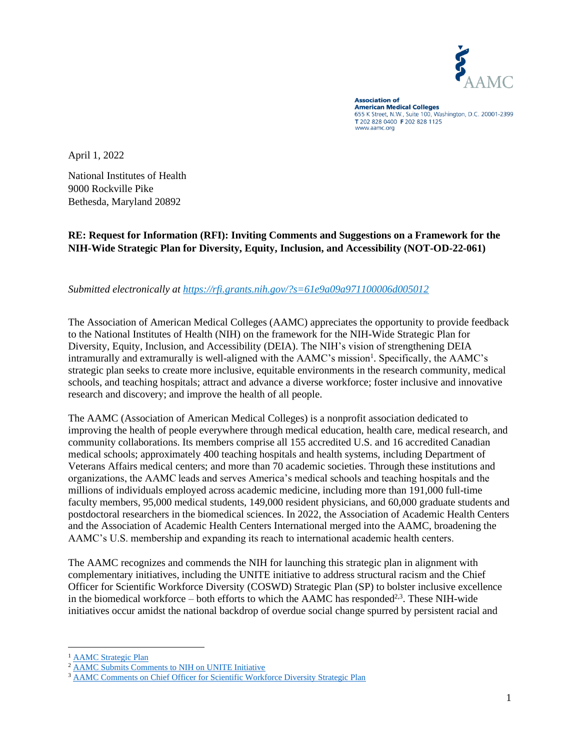AAMC

**Association of American Medical Colleges**
655 K Street, N.W., Suite 100, Washington, D.C. 20001-2399
T 202 828 0400 F 202 828 1125
www.aamc.org

April 1, 2022

National Institutes of Health
9000 Rockville Pike
Bethesda, Maryland 20892

**RE: Request for Information (RFI): Inviting Comments and Suggestions on a Framework for the NIH-Wide Strategic Plan for Diversity, Equity, Inclusion, and Accessibility (NOT-OD-22-061)**

*Submitted electronically at [https://rfi.grants.nih.gov/?s=61e9a09a971100006d005012](https://rfi.grants.nih.gov/?s=61e9a09a971100006d005012)*

The Association of American Medical Colleges (AAMC) appreciates the opportunity to provide feedback to the National Institutes of Health (NIH) on the framework for the NIH-Wide Strategic Plan for Diversity, Equity, Inclusion, and Accessibility (DEIA). The NIH's vision of strengthening DEIA intramurally and extramurally is well-aligned with the AAMC's mission[1]. Specifically, the AAMC's strategic plan seeks to create more inclusive, equitable environments in the research community, medical schools, and teaching hospitals; attract and advance a diverse workforce; foster inclusive and innovative research and discovery; and improve the health of all people.

The AAMC (Association of American Medical Colleges) is a nonprofit association dedicated to improving the health of people everywhere through medical education, health care, medical research, and community collaborations. Its members comprise all 155 accredited U.S. and 16 accredited Canadian medical schools; approximately 400 teaching hospitals and health systems, including Department of Veterans Affairs medical centers; and more than 70 academic societies. Through these institutions and organizations, the AAMC leads and serves America's medical schools and teaching hospitals and the millions of individuals employed across academic medicine, including more than 191,000 full-time faculty members, 95,000 medical students, 149,000 resident physicians, and 60,000 graduate students and postdoctoral researchers in the biomedical sciences. In 2022, the Association of Academic Health Centers and the Association of Academic Health Centers International merged into the AAMC, broadening the AAMC's U.S. membership and expanding its reach to international academic health centers.

The AAMC recognizes and commends the NIH for launching this strategic plan in alignment with complementary initiatives, including the UNITE initiative to address structural racism and the Chief Officer for Scientific Workforce Diversity (COSWD) Strategic Plan (SP) to bolster inclusive excellence in the biomedical workforce – both efforts to which the AAMC has responded[2,3]. These NIH-wide initiatives occur amidst the national backdrop of overdue social change spurred by persistent racial and

---

[1] AAMC Strategic Plan

[2] AAMC Submits Comments to NIH on UNITE Initiative

[3] AAMC Comments on Chief Officer for Scientific Workforce Diversity Strategic Plan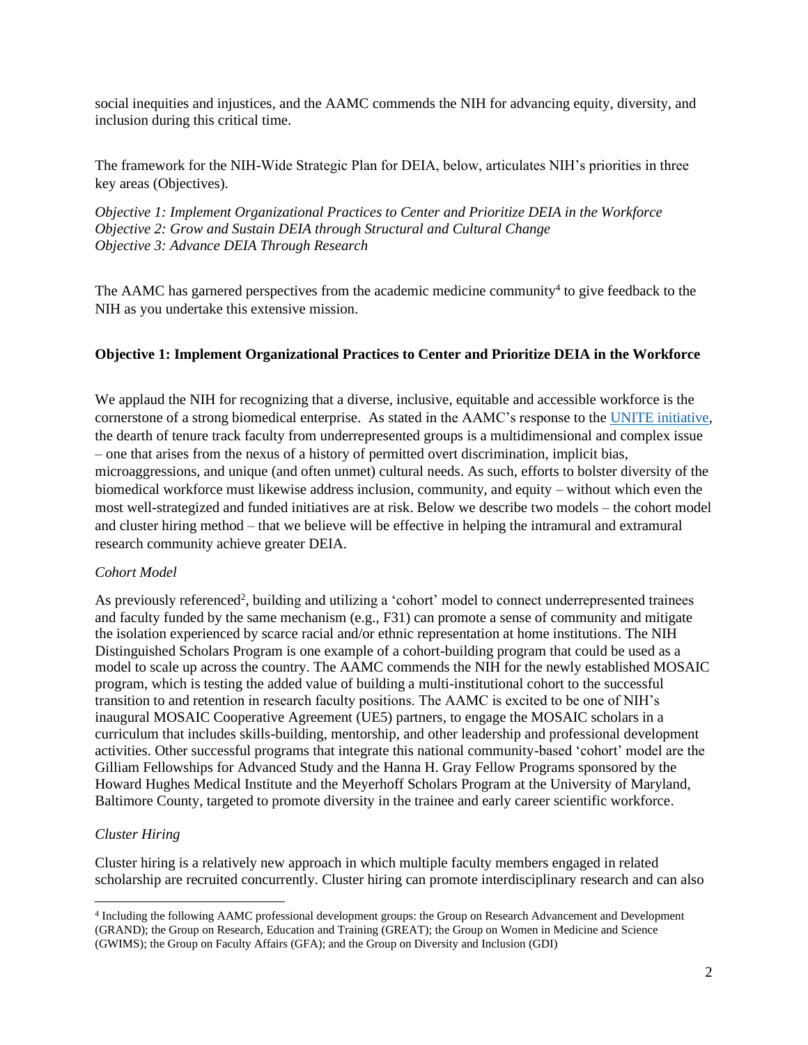social inequities and injustices, and the AAMC commends the NIH for advancing equity, diversity, and inclusion during this critical time.

The framework for the NIH-Wide Strategic Plan for DEIA, below, articulates NIH's priorities in three key areas (Objectives).

*Objective 1: Implement Organizational Practices to Center and Prioritize DEIA in the Workforce*
*Objective 2: Grow and Sustain DEIA through Structural and Cultural Change*
*Objective 3: Advance DEIA Through Research*

The AAMC has garnered perspectives from the academic medicine community[4] to give feedback to the NIH as you undertake this extensive mission.

**Objective 1: Implement Organizational Practices to Center and Prioritize DEIA in the Workforce**

We applaud the NIH for recognizing that a diverse, inclusive, equitable and accessible workforce is the cornerstone of a strong biomedical enterprise. As stated in the AAMC's response to the UNITE initiative, the dearth of tenure track faculty from underrepresented groups is a multidimensional and complex issue – one that arises from the nexus of a history of permitted overt discrimination, implicit bias, microaggressions, and unique (and often unmet) cultural needs. As such, efforts to bolster diversity of the biomedical workforce must likewise address inclusion, community, and equity – without which even the most well-strategized and funded initiatives are at risk. Below we describe two models – the cohort model and cluster hiring method – that we believe will be effective in helping the intramural and extramural research community achieve greater DEIA.

*Cohort Model*

As previously referenced[2], building and utilizing a 'cohort' model to connect underrepresented trainees and faculty funded by the same mechanism (e.g., F31) can promote a sense of community and mitigate the isolation experienced by scarce racial and/or ethnic representation at home institutions. The NIH Distinguished Scholars Program is one example of a cohort-building program that could be used as a model to scale up across the country. The AAMC commends the NIH for the newly established MOSAIC program, which is testing the added value of building a multi-institutional cohort to the successful transition to and retention in research faculty positions. The AAMC is excited to be one of NIH's inaugural MOSAIC Cooperative Agreement (UE5) partners, to engage the MOSAIC scholars in a curriculum that includes skills-building, mentorship, and other leadership and professional development activities. Other successful programs that integrate this national community-based 'cohort' model are the Gilliam Fellowships for Advanced Study and the Hanna H. Gray Fellow Programs sponsored by the Howard Hughes Medical Institute and the Meyerhoff Scholars Program at the University of Maryland, Baltimore County, targeted to promote diversity in the trainee and early career scientific workforce.

*Cluster Hiring*

Cluster hiring is a relatively new approach in which multiple faculty members engaged in related scholarship are recruited concurrently. Cluster hiring can promote interdisciplinary research and can also

---

[4] Including the following AAMC professional development groups: the Group on Research Advancement and Development (GRAND); the Group on Research, Education and Training (GREAT); the Group on Women in Medicine and Science (GWIMS); the Group on Faculty Affairs (GFA); and the Group on Diversity and Inclusion (GDI)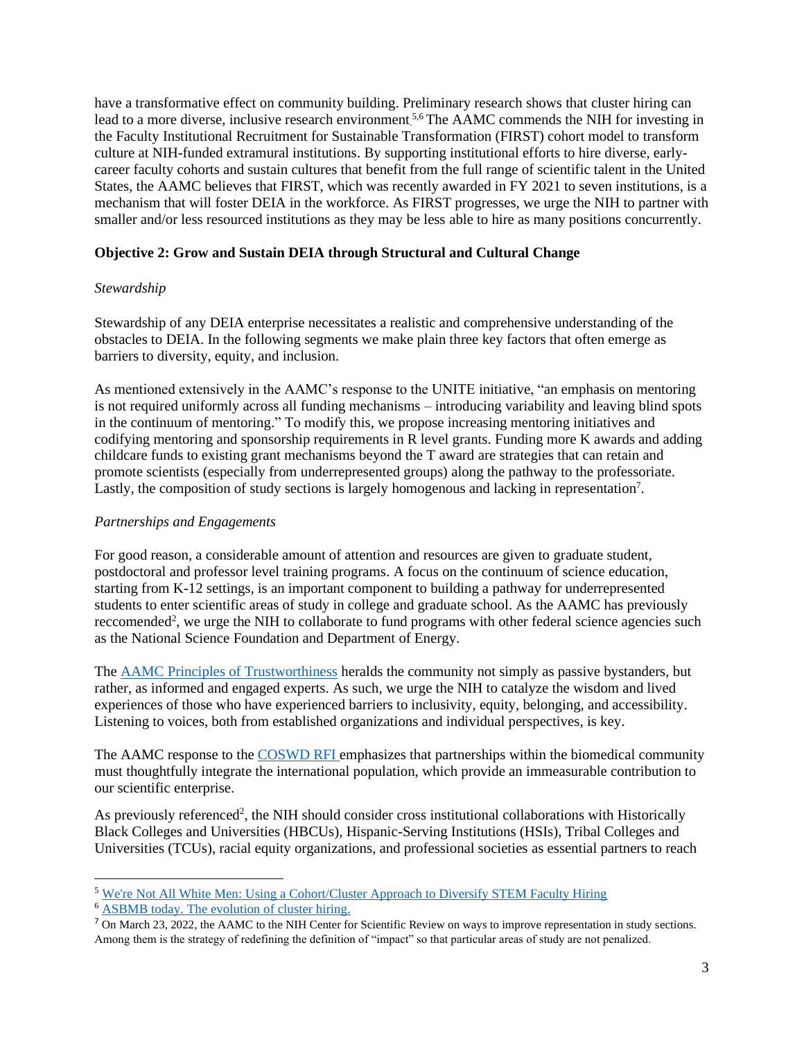have a transformative effect on community building. Preliminary research shows that cluster hiring can lead to a more diverse, inclusive research environment.[5,6] The AAMC commends the NIH for investing in the Faculty Institutional Recruitment for Sustainable Transformation (FIRST) cohort model to transform culture at NIH-funded extramural institutions. By supporting institutional efforts to hire diverse, early-career faculty cohorts and sustain cultures that benefit from the full range of scientific talent in the United States, the AAMC believes that FIRST, which was recently awarded in FY 2021 to seven institutions, is a mechanism that will foster DEIA in the workforce. As FIRST progresses, we urge the NIH to partner with smaller and/or less resourced institutions as they may be less able to hire as many positions concurrently.

**Objective 2: Grow and Sustain DEIA through Structural and Cultural Change**

*Stewardship*

Stewardship of any DEIA enterprise necessitates a realistic and comprehensive understanding of the obstacles to DEIA. In the following segments we make plain three key factors that often emerge as barriers to diversity, equity, and inclusion.

As mentioned extensively in the AAMC's response to the UNITE initiative, "an emphasis on mentoring is not required uniformly across all funding mechanisms – introducing variability and leaving blind spots in the continuum of mentoring." To modify this, we propose increasing mentoring initiatives and codifying mentoring and sponsorship requirements in R level grants. Funding more K awards and adding childcare funds to existing grant mechanisms beyond the T award are strategies that can retain and promote scientists (especially from underrepresented groups) along the pathway to the professoriate. Lastly, the composition of study sections is largely homogenous and lacking in representation[7].

*Partnerships and Engagements*

For good reason, a considerable amount of attention and resources are given to graduate student, postdoctoral and professor level training programs. A focus on the continuum of science education, starting from K-12 settings, is an important component to building a pathway for underrepresented students to enter scientific areas of study in college and graduate school. As the AAMC has previously reccomended[2], we urge the NIH to collaborate to fund programs with other federal science agencies such as the National Science Foundation and Department of Energy.

The AAMC Principles of Trustworthiness heralds the community not simply as passive bystanders, but rather, as informed and engaged experts. As such, we urge the NIH to catalyze the wisdom and lived experiences of those who have experienced barriers to inclusivity, equity, belonging, and accessibility. Listening to voices, both from established organizations and individual perspectives, is key.

The AAMC response to the COSWD RFI emphasizes that partnerships within the biomedical community must thoughtfully integrate the international population, which provide an immeasurable contribution to our scientific enterprise.

As previously referenced[2], the NIH should consider cross institutional collaborations with Historically Black Colleges and Universities (HBCUs), Hispanic-Serving Institutions (HSIs), Tribal Colleges and Universities (TCUs), racial equity organizations, and professional societies as essential partners to reach

---

[5] We're Not All White Men: Using a Cohort/Cluster Approach to Diversify STEM Faculty Hiring

[6] ASBMB today. The evolution of cluster hiring.

[7] On March 23, 2022, the AAMC to the NIH Center for Scientific Review on ways to improve representation in study sections. Among them is the strategy of redefining the definition of "impact" so that particular areas of study are not penalized.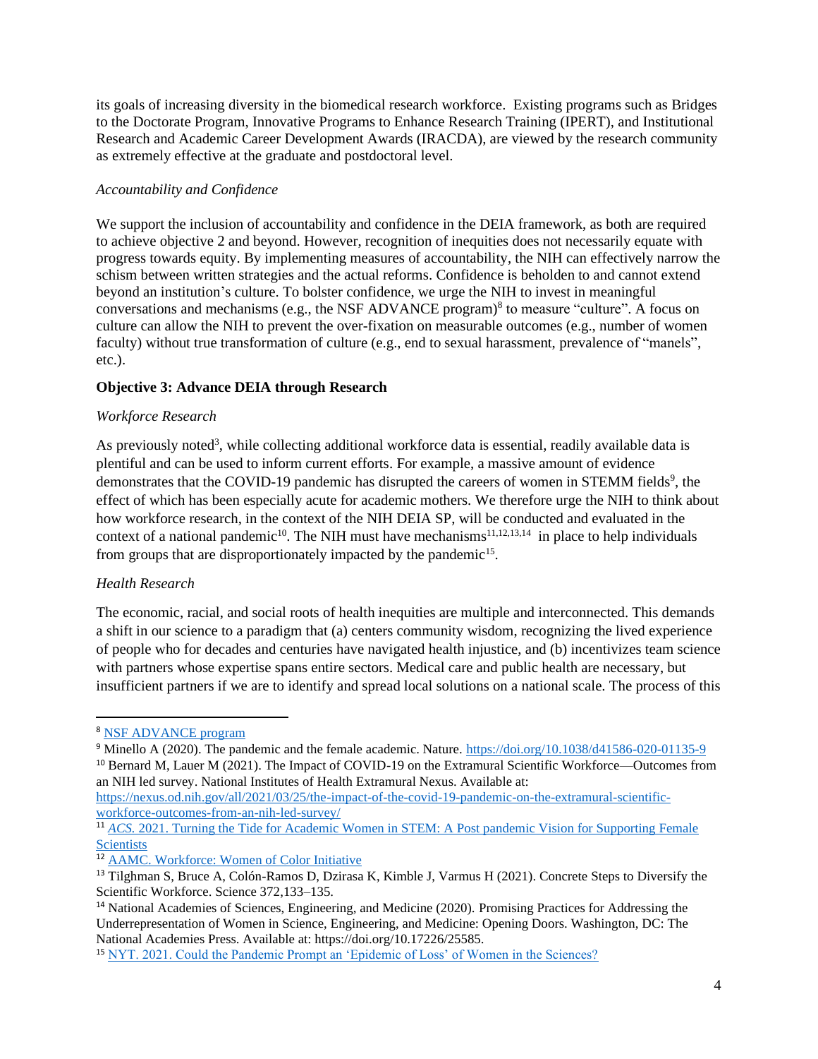its goals of increasing diversity in the biomedical research workforce. Existing programs such as Bridges to the Doctorate Program, Innovative Programs to Enhance Research Training (IPERT), and Institutional Research and Academic Career Development Awards (IRACDA), are viewed by the research community as extremely effective at the graduate and postdoctoral level.

*Accountability and Confidence*

We support the inclusion of accountability and confidence in the DEIA framework, as both are required to achieve objective 2 and beyond. However, recognition of inequities does not necessarily equate with progress towards equity. By implementing measures of accountability, the NIH can effectively narrow the schism between written strategies and the actual reforms. Confidence is beholden to and cannot extend beyond an institution's culture. To bolster confidence, we urge the NIH to invest in meaningful conversations and mechanisms (e.g., the NSF ADVANCE program)[8] to measure "culture". A focus on culture can allow the NIH to prevent the over-fixation on measurable outcomes (e.g., number of women faculty) without true transformation of culture (e.g., end to sexual harassment, prevalence of "manels", etc.).

**Objective 3: Advance DEIA through Research**

*Workforce Research*

As previously noted[3], while collecting additional workforce data is essential, readily available data is plentiful and can be used to inform current efforts. For example, a massive amount of evidence demonstrates that the COVID-19 pandemic has disrupted the careers of women in STEMM fields[9], the effect of which has been especially acute for academic mothers. We therefore urge the NIH to think about how workforce research, in the context of the NIH DEIA SP, will be conducted and evaluated in the context of a national pandemic[10]. The NIH must have mechanisms[11,12,13,14] in place to help individuals from groups that are disproportionately impacted by the pandemic[15].

*Health Research*

The economic, racial, and social roots of health inequities are multiple and interconnected. This demands a shift in our science to a paradigm that (a) centers community wisdom, recognizing the lived experience of people who for decades and centuries have navigated health injustice, and (b) incentivizes team science with partners whose expertise spans entire sectors. Medical care and public health are necessary, but insufficient partners if we are to identify and spread local solutions on a national scale. The process of this

---

[8] NSF ADVANCE program

[9] Minello A (2020). The pandemic and the female academic. Nature. https://doi.org/10.1038/d41586-020-01135-9

[10] Bernard M, Lauer M (2021). The Impact of COVID-19 on the Extramural Scientific Workforce—Outcomes from an NIH led survey. National Institutes of Health Extramural Nexus. Available at: https://nexus.od.nih.gov/all/2021/03/25/the-impact-of-the-covid-19-pandemic-on-the-extramural-scientific-workforce-outcomes-from-an-nih-led-survey/

[11] *ACS.* 2021. Turning the Tide for Academic Women in STEM: A Post pandemic Vision for Supporting Female Scientists

[12] AAMC. Workforce: Women of Color Initiative

[13] Tilghman S, Bruce A, Colón-Ramos D, Dzirasa K, Kimble J, Varmus H (2021). Concrete Steps to Diversify the Scientific Workforce. Science 372,133–135.

[14] National Academies of Sciences, Engineering, and Medicine (2020). Promising Practices for Addressing the Underrepresentation of Women in Science, Engineering, and Medicine: Opening Doors. Washington, DC: The National Academies Press. Available at: https://doi.org/10.17226/25585.

[15] NYT. 2021. Could the Pandemic Prompt an 'Epidemic of Loss' of Women in the Sciences?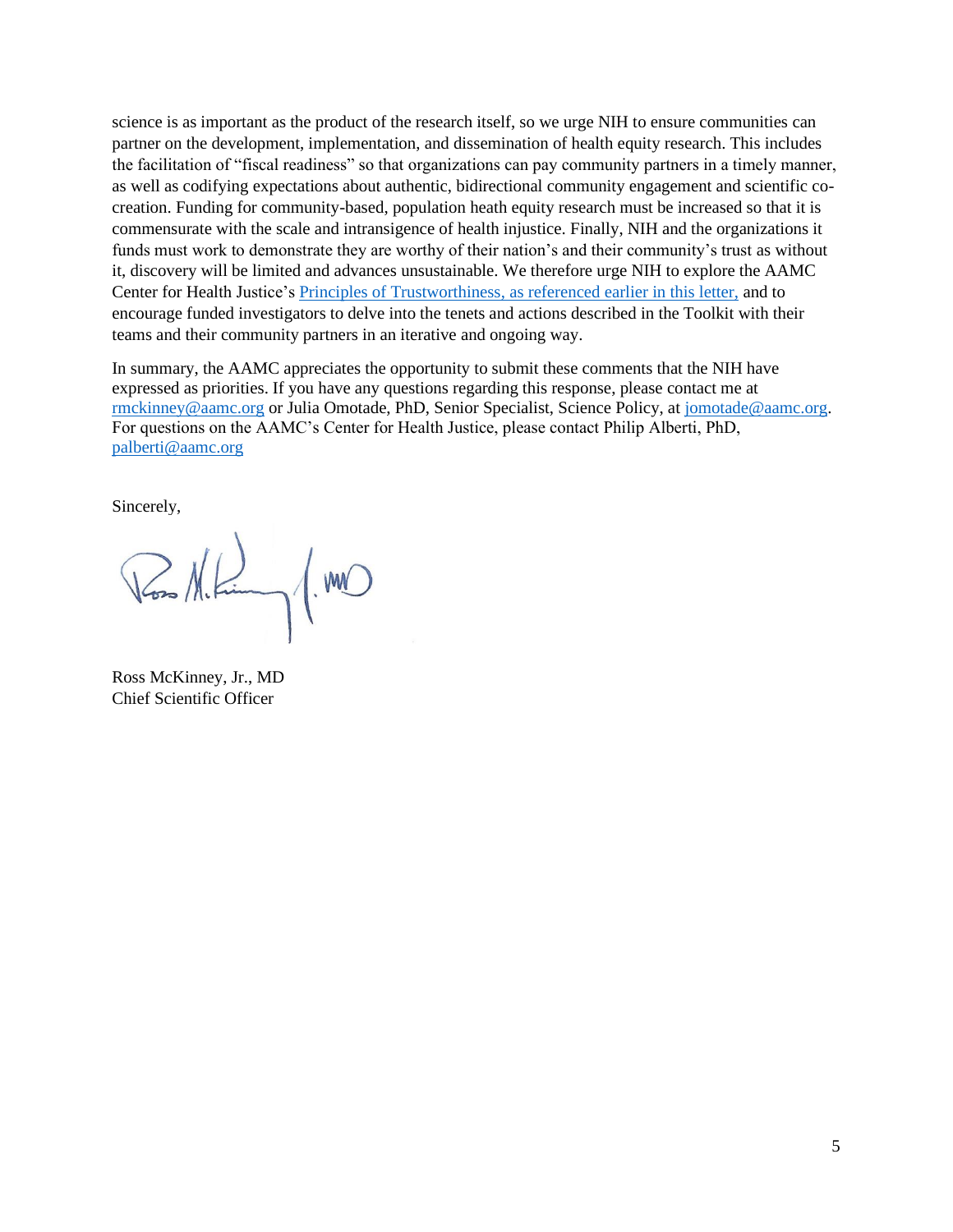science is as important as the product of the research itself, so we urge NIH to ensure communities can partner on the development, implementation, and dissemination of health equity research. This includes the facilitation of "fiscal readiness" so that organizations can pay community partners in a timely manner, as well as codifying expectations about authentic, bidirectional community engagement and scientific co-creation. Funding for community-based, population heath equity research must be increased so that it is commensurate with the scale and intransigence of health injustice. Finally, NIH and the organizations it funds must work to demonstrate they are worthy of their nation's and their community's trust as without it, discovery will be limited and advances unsustainable. We therefore urge NIH to explore the AAMC Center for Health Justice's Principles of Trustworthiness, as referenced earlier in this letter, and to encourage funded investigators to delve into the tenets and actions described in the Toolkit with their teams and their community partners in an iterative and ongoing way.

In summary, the AAMC appreciates the opportunity to submit these comments that the NIH have expressed as priorities. If you have any questions regarding this response, please contact me at rmckinney@aamc.org or Julia Omotade, PhD, Senior Specialist, Science Policy, at jomotade@aamc.org. For questions on the AAMC's Center for Health Justice, please contact Philip Alberti, PhD, palberti@aamc.org

Sincerely,

Ross McKinney, Jr., MD
Chief Scientific Officer